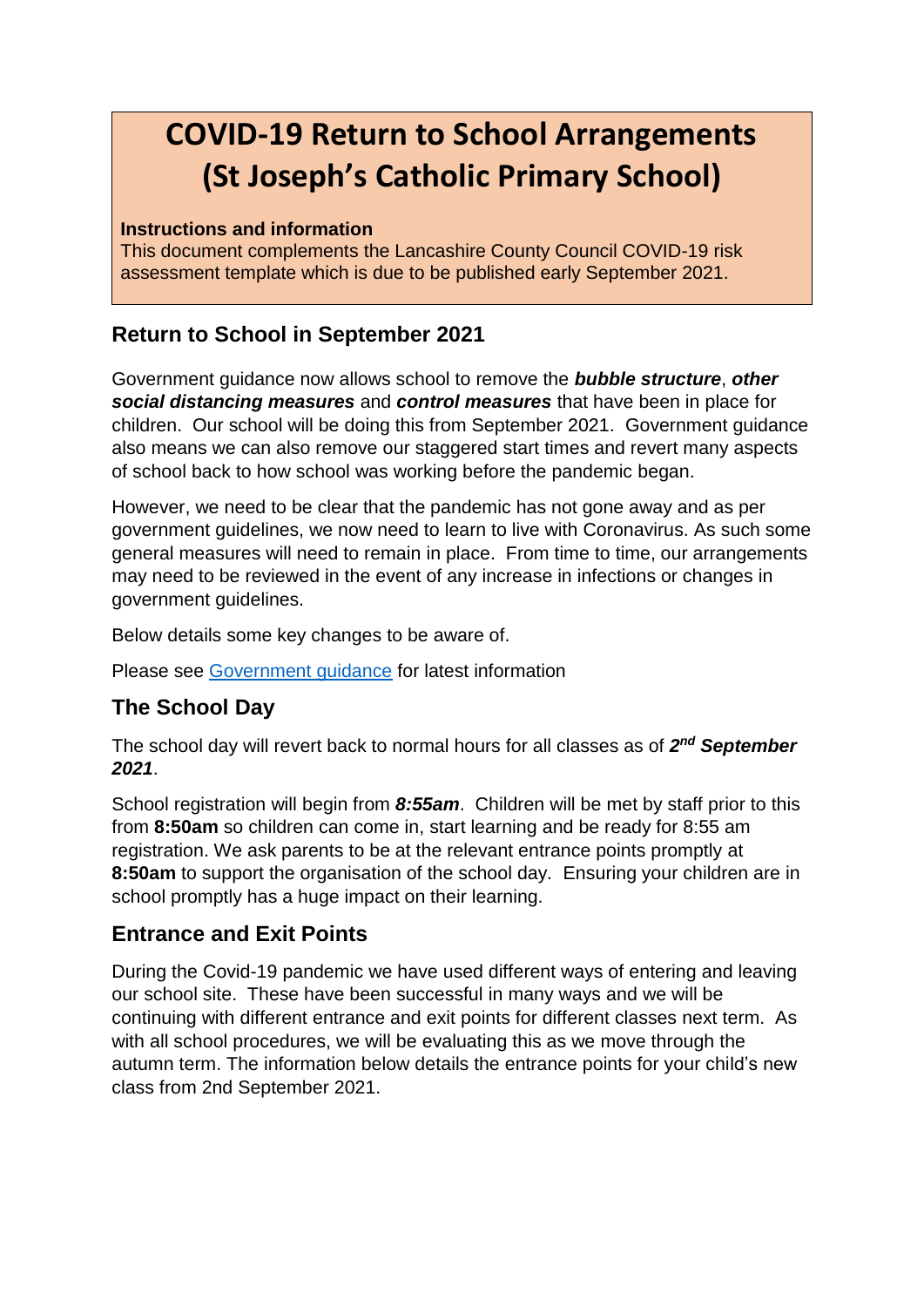# COVID-19 Return to School Arrangements (St Joseph's Catholic Primary School)

**Instructions and information**

This document complements the Lancashire County Council COVID-19 risk assessment template which is due to be published early September 2021.

## Return to School in September 2021

Government guidance now allows school to remove the ***bubble structure***, ***other social distancing measures*** and ***control measures*** that have been in place for children. Our school will be doing this from September 2021. Government guidance also means we can also remove our staggered start times and revert many aspects of school back to how school was working before the pandemic began.

However, we need to be clear that the pandemic has not gone away and as per government guidelines, we now need to learn to live with Coronavirus. As such some general measures will need to remain in place. From time to time, our arrangements may need to be reviewed in the event of any increase in infections or changes in government guidelines.

Below details some key changes to be aware of.

Please see Government guidance for latest information

## The School Day

The school day will revert back to normal hours for all classes as of ***2nd September 2021***.

School registration will begin from ***8:55am***. Children will be met by staff prior to this from **8:50am** so children can come in, start learning and be ready for 8:55 am registration. We ask parents to be at the relevant entrance points promptly at **8:50am** to support the organisation of the school day. Ensuring your children are in school promptly has a huge impact on their learning.

## Entrance and Exit Points

During the Covid-19 pandemic we have used different ways of entering and leaving our school site. These have been successful in many ways and we will be continuing with different entrance and exit points for different classes next term. As with all school procedures, we will be evaluating this as we move through the autumn term. The information below details the entrance points for your child's new class from 2nd September 2021.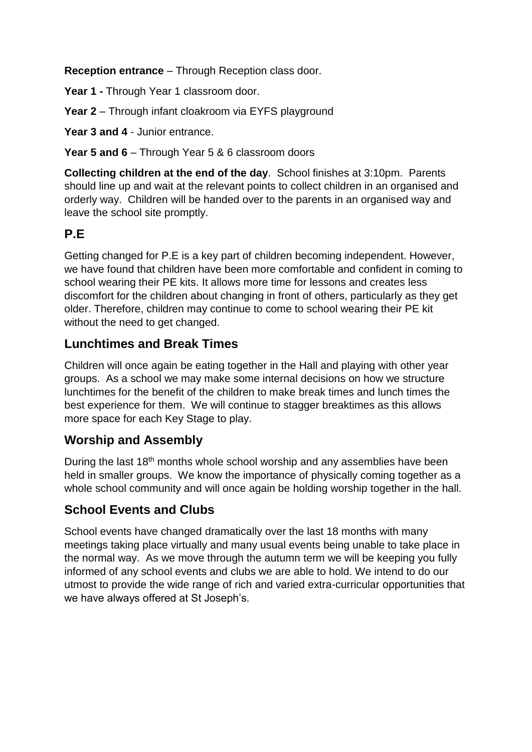**Reception entrance** – Through Reception class door.

**Year 1 -** Through Year 1 classroom door.

**Year 2** – Through infant cloakroom via EYFS playground

**Year 3 and 4** - Junior entrance.

**Year 5 and 6** – Through Year 5 & 6 classroom doors

**Collecting children at the end of the day**. School finishes at 3:10pm. Parents should line up and wait at the relevant points to collect children in an organised and orderly way. Children will be handed over to the parents in an organised way and leave the school site promptly.

## P.E

Getting changed for P.E is a key part of children becoming independent. However, we have found that children have been more comfortable and confident in coming to school wearing their PE kits. It allows more time for lessons and creates less discomfort for the children about changing in front of others, particularly as they get older. Therefore, children may continue to come to school wearing their PE kit without the need to get changed.

## Lunchtimes and Break Times

Children will once again be eating together in the Hall and playing with other year groups. As a school we may make some internal decisions on how we structure lunchtimes for the benefit of the children to make break times and lunch times the best experience for them. We will continue to stagger breaktimes as this allows more space for each Key Stage to play.

## Worship and Assembly

During the last 18th months whole school worship and any assemblies have been held in smaller groups. We know the importance of physically coming together as a whole school community and will once again be holding worship together in the hall.

## School Events and Clubs

School events have changed dramatically over the last 18 months with many meetings taking place virtually and many usual events being unable to take place in the normal way. As we move through the autumn term we will be keeping you fully informed of any school events and clubs we are able to hold. We intend to do our utmost to provide the wide range of rich and varied extra-curricular opportunities that we have always offered at St Joseph's.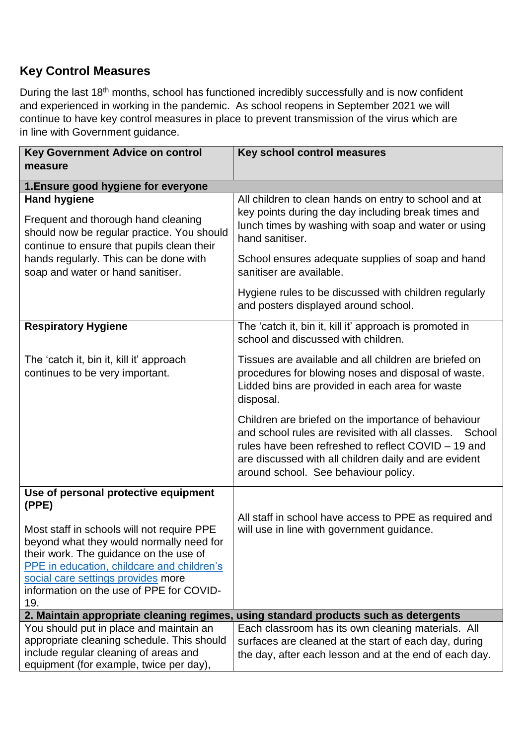## Key Control Measures

During the last 18th months, school has functioned incredibly successfully and is now confident and experienced in working in the pandemic. As school reopens in September 2021 we will continue to have key control measures in place to prevent transmission of the virus which are in line with Government guidance.

| Key Government Advice on control measure | Key school control measures |
|---|---|
| **1.Ensure good hygiene for everyone** | |
| **Hand hygiene**<br><br>Frequent and thorough hand cleaning should now be regular practice. You should continue to ensure that pupils clean their hands regularly. This can be done with soap and water or hand sanitiser. | All children to clean hands on entry to school and at key points during the day including break times and lunch times by washing with soap and water or using hand sanitiser.<br><br>School ensures adequate supplies of soap and hand sanitiser are available.<br><br>Hygiene rules to be discussed with children regularly and posters displayed around school. |
| **Respiratory Hygiene**<br><br>The 'catch it, bin it, kill it' approach continues to be very important. | The 'catch it, bin it, kill it' approach is promoted in school and discussed with children.<br><br>Tissues are available and all children are briefed on procedures for blowing noses and disposal of waste. Lidded bins are provided in each area for waste disposal.<br><br>Children are briefed on the importance of behaviour and school rules are revisited with all classes. School rules have been refreshed to reflect COVID – 19 and are discussed with all children daily and are evident around school. See behaviour policy. |
| **Use of personal protective equipment (PPE)**<br><br>Most staff in schools will not require PPE beyond what they would normally need for their work. The guidance on the use of PPE in education, childcare and children's social care settings provides more information on the use of PPE for COVID-19. | All staff in school have access to PPE as required and will use in line with government guidance. |
| **2. Maintain appropriate cleaning regimes, using standard products such as detergents** | |
| You should put in place and maintain an appropriate cleaning schedule. This should include regular cleaning of areas and equipment (for example, twice per day), | Each classroom has its own cleaning materials. All surfaces are cleaned at the start of each day, during the day, after each lesson and at the end of each day. |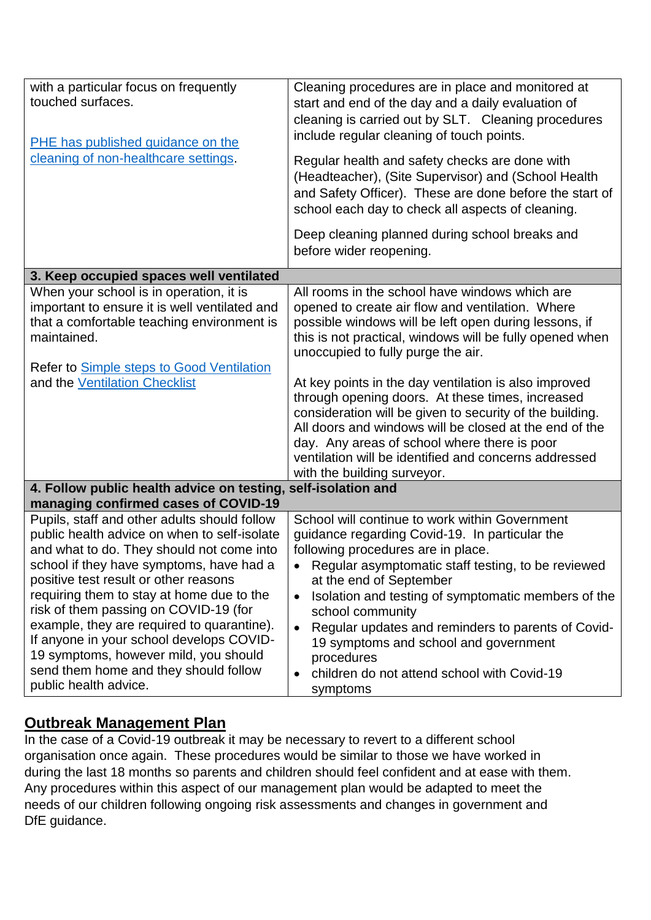| | |
|---|---|
| with a particular focus on frequently touched surfaces.<br><br>PHE has published guidance on the cleaning of non-healthcare settings. | Cleaning procedures are in place and monitored at start and end of the day and a daily evaluation of cleaning is carried out by SLT. Cleaning procedures include regular cleaning of touch points.<br><br>Regular health and safety checks are done with (Headteacher), (Site Supervisor) and (School Health and Safety Officer). These are done before the start of school each day to check all aspects of cleaning.<br><br>Deep cleaning planned during school breaks and before wider reopening. |
| **3. Keep occupied spaces well ventilated** | |
| When your school is in operation, it is important to ensure it is well ventilated and that a comfortable teaching environment is maintained.<br><br>Refer to Simple steps to Good Ventilation and the Ventilation Checklist | All rooms in the school have windows which are opened to create air flow and ventilation. Where possible windows will be left open during lessons, if this is not practical, windows will be fully opened when unoccupied to fully purge the air.<br><br>At key points in the day ventilation is also improved through opening doors. At these times, increased consideration will be given to security of the building. All doors and windows will be closed at the end of the day. Any areas of school where there is poor ventilation will be identified and concerns addressed with the building surveyor. |
| **4. Follow public health advice on testing, self-isolation and managing confirmed cases of COVID-19** | |
| Pupils, staff and other adults should follow public health advice on when to self-isolate and what to do. They should not come into school if they have symptoms, have had a positive test result or other reasons requiring them to stay at home due to the risk of them passing on COVID-19 (for example, they are required to quarantine). If anyone in your school develops COVID-19 symptoms, however mild, you should send them home and they should follow public health advice. | School will continue to work within Government guidance regarding Covid-19. In particular the following procedures are in place.<br>• Regular asymptomatic staff testing, to be reviewed at the end of September<br>• Isolation and testing of symptomatic members of the school community<br>• Regular updates and reminders to parents of Covid-19 symptoms and school and government procedures<br>• children do not attend school with Covid-19 symptoms |

## Outbreak Management Plan

In the case of a Covid-19 outbreak it may be necessary to revert to a different school organisation once again. These procedures would be similar to those we have worked in during the last 18 months so parents and children should feel confident and at ease with them. Any procedures within this aspect of our management plan would be adapted to meet the needs of our children following ongoing risk assessments and changes in government and DfE guidance.